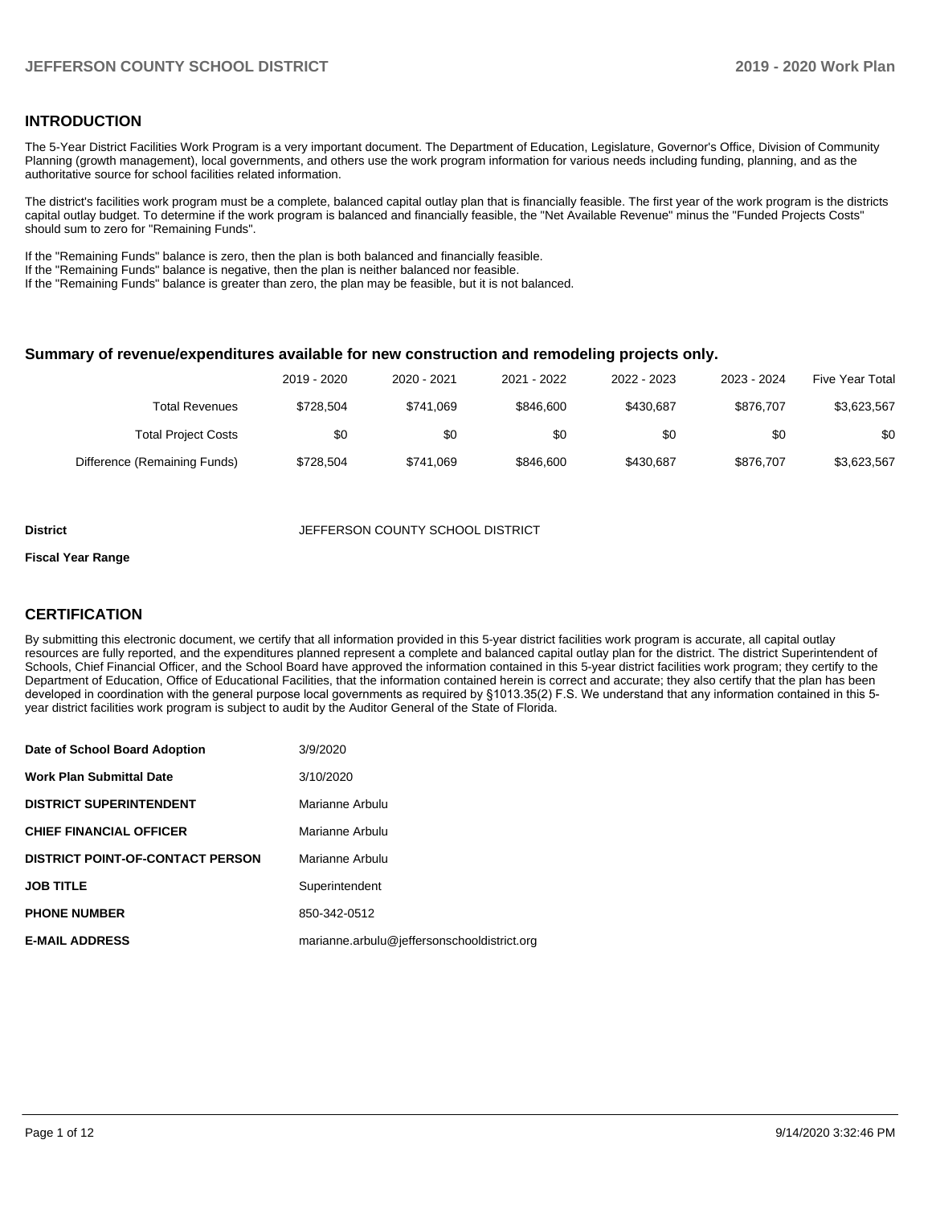## INTRODUCTION

The 5-Year District Facilities Work Program is a very important document. The Department of Education, Legislature, Governor's Office, Division of Community Planning (growth management), local governments, and others use the work program information for various needs including funding, planning, and as the authoritative source for school facilities related information.

The district's facilities work program must be a complete, balanced capital outlay plan that is financially feasible. The first year of the work program is the districts capital outlay budget. To determine if the work program is balanced and financially feasible, the "Net Available Revenue" minus the "Funded Projects Costs" should sum to zero for "Remaining Funds".

If the "Remaining Funds" balance is zero, then the plan is both balanced and financially feasible.
If the "Remaining Funds" balance is negative, then the plan is neither balanced nor feasible.
If the "Remaining Funds" balance is greater than zero, the plan may be feasible, but it is not balanced.

### Summary of revenue/expenditures available for new construction and remodeling projects only.

| | 2019 - 2020 | 2020 - 2021 | 2021 - 2022 | 2022 - 2023 | 2023 - 2024 | Five Year Total |
|---|---|---|---|---|---|---|
| Total Revenues | $728,504 | $741,069 | $846,600 | $430,687 | $876,707 | $3,623,567 |
| Total Project Costs | $0 | $0 | $0 | $0 | $0 | $0 |
| Difference (Remaining Funds) | $728,504 | $741,069 | $846,600 | $430,687 | $876,707 | $3,623,567 |

**District** JEFFERSON COUNTY SCHOOL DISTRICT

**Fiscal Year Range**

## CERTIFICATION

By submitting this electronic document, we certify that all information provided in this 5-year district facilities work program is accurate, all capital outlay resources are fully reported, and the expenditures planned represent a complete and balanced capital outlay plan for the district. The district Superintendent of Schools, Chief Financial Officer, and the School Board have approved the information contained in this 5-year district facilities work program; they certify to the Department of Education, Office of Educational Facilities, that the information contained herein is correct and accurate; they also certify that the plan has been developed in coordination with the general purpose local governments as required by §1013.35(2) F.S. We understand that any information contained in this 5-year district facilities work program is subject to audit by the Auditor General of the State of Florida.

| | |
|---|---|
| **Date of School Board Adoption** | 3/9/2020 |
| **Work Plan Submittal Date** | 3/10/2020 |
| **DISTRICT SUPERINTENDENT** | Marianne Arbulu |
| **CHIEF FINANCIAL OFFICER** | Marianne Arbulu |
| **DISTRICT POINT-OF-CONTACT PERSON** | Marianne Arbulu |
| **JOB TITLE** | Superintendent |
| **PHONE NUMBER** | 850-342-0512 |
| **E-MAIL ADDRESS** | marianne.arbulu@jeffersonschooldistrict.org |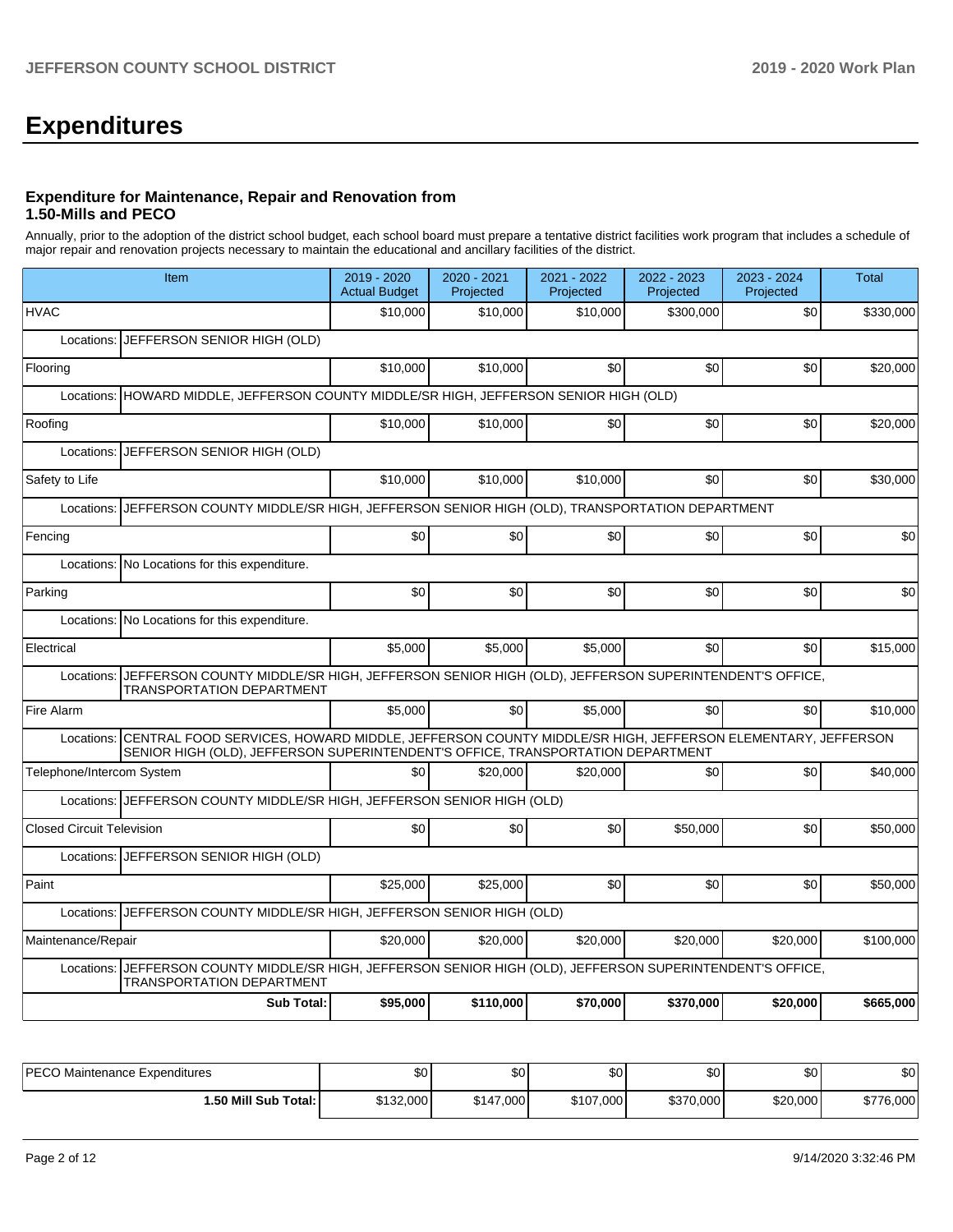# Expenditures

### Expenditure for Maintenance, Repair and Renovation from 1.50-Mills and PECO

Annually, prior to the adoption of the district school budget, each school board must prepare a tentative district facilities work program that includes a schedule of major repair and renovation projects necessary to maintain the educational and ancillary facilities of the district.

| Item | 2019 - 2020 Actual Budget | 2020 - 2021 Projected | 2021 - 2022 Projected | 2022 - 2023 Projected | 2023 - 2024 Projected | Total |
|---|---|---|---|---|---|---|
| HVAC | $10,000 | $10,000 | $10,000 | $300,000 | $0 | $330,000 |
| Locations: JEFFERSON SENIOR HIGH (OLD) | | | | | | |
| Flooring | $10,000 | $10,000 | $0 | $0 | $0 | $20,000 |
| Locations: HOWARD MIDDLE, JEFFERSON COUNTY MIDDLE/SR HIGH, JEFFERSON SENIOR HIGH (OLD) | | | | | | |
| Roofing | $10,000 | $10,000 | $0 | $0 | $0 | $20,000 |
| Locations: JEFFERSON SENIOR HIGH (OLD) | | | | | | |
| Safety to Life | $10,000 | $10,000 | $10,000 | $0 | $0 | $30,000 |
| Locations: JEFFERSON COUNTY MIDDLE/SR HIGH, JEFFERSON SENIOR HIGH (OLD), TRANSPORTATION DEPARTMENT | | | | | | |
| Fencing | $0 | $0 | $0 | $0 | $0 | $0 |
| Locations: No Locations for this expenditure. | | | | | | |
| Parking | $0 | $0 | $0 | $0 | $0 | $0 |
| Locations: No Locations for this expenditure. | | | | | | |
| Electrical | $5,000 | $5,000 | $5,000 | $0 | $0 | $15,000 |
| Locations: JEFFERSON COUNTY MIDDLE/SR HIGH, JEFFERSON SENIOR HIGH (OLD), JEFFERSON SUPERINTENDENT'S OFFICE, TRANSPORTATION DEPARTMENT | | | | | | |
| Fire Alarm | $5,000 | $0 | $5,000 | $0 | $0 | $10,000 |
| Locations: CENTRAL FOOD SERVICES, HOWARD MIDDLE, JEFFERSON COUNTY MIDDLE/SR HIGH, JEFFERSON ELEMENTARY, JEFFERSON SENIOR HIGH (OLD), JEFFERSON SUPERINTENDENT'S OFFICE, TRANSPORTATION DEPARTMENT | | | | | | |
| Telephone/Intercom System | $0 | $20,000 | $20,000 | $0 | $0 | $40,000 |
| Locations: JEFFERSON COUNTY MIDDLE/SR HIGH, JEFFERSON SENIOR HIGH (OLD) | | | | | | |
| Closed Circuit Television | $0 | $0 | $0 | $50,000 | $0 | $50,000 |
| Locations: JEFFERSON SENIOR HIGH (OLD) | | | | | | |
| Paint | $25,000 | $25,000 | $0 | $0 | $0 | $50,000 |
| Locations: JEFFERSON COUNTY MIDDLE/SR HIGH, JEFFERSON SENIOR HIGH (OLD) | | | | | | |
| Maintenance/Repair | $20,000 | $20,000 | $20,000 | $20,000 | $20,000 | $100,000 |
| Locations: JEFFERSON COUNTY MIDDLE/SR HIGH, JEFFERSON SENIOR HIGH (OLD), JEFFERSON SUPERINTENDENT'S OFFICE, TRANSPORTATION DEPARTMENT | | | | | | |
| **Sub Total:** | **$95,000** | **$110,000** | **$70,000** | **$370,000** | **$20,000** | **$665,000** |

| | | | | | | |
|---|---|---|---|---|---|---|
| PECO Maintenance Expenditures | $0 | $0 | $0 | $0 | $0 | $0 |
| **1.50 Mill Sub Total:** | $132,000 | $147,000 | $107,000 | $370,000 | $20,000 | $776,000 |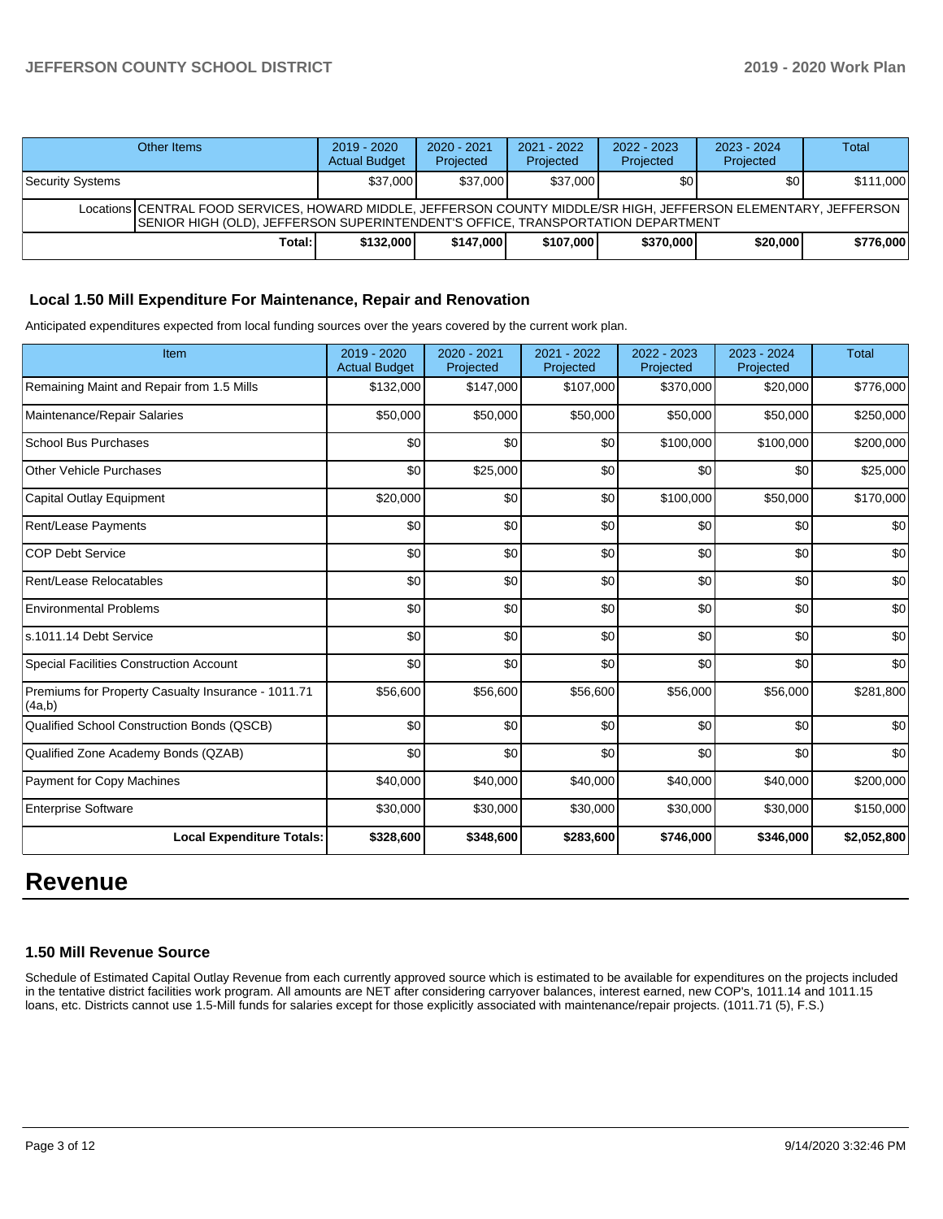| Other Items | | 2019 - 2020 Actual Budget | 2020 - 2021 Projected | 2021 - 2022 Projected | 2022 - 2023 Projected | 2023 - 2024 Projected | Total |
|---|---|---|---|---|---|---|---|
| Security Systems | | $37,000 | $37,000 | $37,000 | $0 | $0 | $111,000 |
| Locations | CENTRAL FOOD SERVICES, HOWARD MIDDLE, JEFFERSON COUNTY MIDDLE/SR HIGH, JEFFERSON ELEMENTARY, JEFFERSON SENIOR HIGH (OLD), JEFFERSON SUPERINTENDENT'S OFFICE, TRANSPORTATION DEPARTMENT | | | | | | |
| | Total: | $132,000 | $147,000 | $107,000 | $370,000 | $20,000 | $776,000 |

### Local 1.50 Mill Expenditure For Maintenance, Repair and Renovation

Anticipated expenditures expected from local funding sources over the years covered by the current work plan.

| Item | 2019 - 2020 Actual Budget | 2020 - 2021 Projected | 2021 - 2022 Projected | 2022 - 2023 Projected | 2023 - 2024 Projected | Total |
|---|---|---|---|---|---|---|
| Remaining Maint and Repair from 1.5 Mills | $132,000 | $147,000 | $107,000 | $370,000 | $20,000 | $776,000 |
| Maintenance/Repair Salaries | $50,000 | $50,000 | $50,000 | $50,000 | $50,000 | $250,000 |
| School Bus Purchases | $0 | $0 | $0 | $100,000 | $100,000 | $200,000 |
| Other Vehicle Purchases | $0 | $25,000 | $0 | $0 | $0 | $25,000 |
| Capital Outlay Equipment | $20,000 | $0 | $0 | $100,000 | $50,000 | $170,000 |
| Rent/Lease Payments | $0 | $0 | $0 | $0 | $0 | $0 |
| COP Debt Service | $0 | $0 | $0 | $0 | $0 | $0 |
| Rent/Lease Relocatables | $0 | $0 | $0 | $0 | $0 | $0 |
| Environmental Problems | $0 | $0 | $0 | $0 | $0 | $0 |
| s.1011.14 Debt Service | $0 | $0 | $0 | $0 | $0 | $0 |
| Special Facilities Construction Account | $0 | $0 | $0 | $0 | $0 | $0 |
| Premiums for Property Casualty Insurance - 1011.71 (4a,b) | $56,600 | $56,600 | $56,600 | $56,000 | $56,000 | $281,800 |
| Qualified School Construction Bonds (QSCB) | $0 | $0 | $0 | $0 | $0 | $0 |
| Qualified Zone Academy Bonds (QZAB) | $0 | $0 | $0 | $0 | $0 | $0 |
| Payment for Copy Machines | $40,000 | $40,000 | $40,000 | $40,000 | $40,000 | $200,000 |
| Enterprise Software | $30,000 | $30,000 | $30,000 | $30,000 | $30,000 | $150,000 |
| **Local Expenditure Totals:** | **$328,600** | **$348,600** | **$283,600** | **$746,000** | **$346,000** | **$2,052,800** |

# Revenue

### 1.50 Mill Revenue Source

Schedule of Estimated Capital Outlay Revenue from each currently approved source which is estimated to be available for expenditures on the projects included in the tentative district facilities work program. All amounts are NET after considering carryover balances, interest earned, new COP's, 1011.14 and 1011.15 loans, etc. Districts cannot use 1.5-Mill funds for salaries except for those explicitly associated with maintenance/repair projects. (1011.71 (5), F.S.)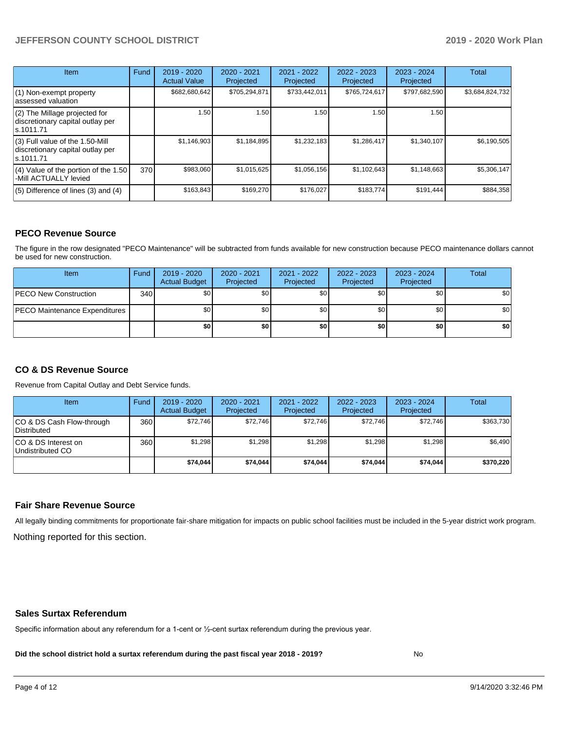| Item | Fund | 2019 - 2020 Actual Value | 2020 - 2021 Projected | 2021 - 2022 Projected | 2022 - 2023 Projected | 2023 - 2024 Projected | Total |
| --- | --- | --- | --- | --- | --- | --- | --- |
| (1) Non-exempt property assessed valuation | | $682,680,642 | $705,294,871 | $733,442,011 | $765,724,617 | $797,682,590 | $3,684,824,732 |
| (2) The Millage projected for discretionary capital outlay per s.1011.71 | | 1.50 | 1.50 | 1.50 | 1.50 | 1.50 | |
| (3) Full value of the 1.50-Mill discretionary capital outlay per s.1011.71 | | $1,146,903 | $1,184,895 | $1,232,183 | $1,286,417 | $1,340,107 | $6,190,505 |
| (4) Value of the portion of the 1.50 -Mill ACTUALLY levied | 370 | $983,060 | $1,015,625 | $1,056,156 | $1,102,643 | $1,148,663 | $5,306,147 |
| (5) Difference of lines (3) and (4) | | $163,843 | $169,270 | $176,027 | $183,774 | $191,444 | $884,358 |

## PECO Revenue Source

The figure in the row designated "PECO Maintenance" will be subtracted from funds available for new construction because PECO maintenance dollars cannot be used for new construction.

| Item | Fund | 2019 - 2020 Actual Budget | 2020 - 2021 Projected | 2021 - 2022 Projected | 2022 - 2023 Projected | 2023 - 2024 Projected | Total |
| --- | --- | --- | --- | --- | --- | --- | --- |
| PECO New Construction | 340 | $0 | $0 | $0 | $0 | $0 | $0 |
| PECO Maintenance Expenditures | | $0 | $0 | $0 | $0 | $0 | $0 |
| | | **$0** | **$0** | **$0** | **$0** | **$0** | **$0** |

## CO & DS Revenue Source

Revenue from Capital Outlay and Debt Service funds.

| Item | Fund | 2019 - 2020 Actual Budget | 2020 - 2021 Projected | 2021 - 2022 Projected | 2022 - 2023 Projected | 2023 - 2024 Projected | Total |
| --- | --- | --- | --- | --- | --- | --- | --- |
| CO & DS Cash Flow-through Distributed | 360 | $72,746 | $72,746 | $72,746 | $72,746 | $72,746 | $363,730 |
| CO & DS Interest on Undistributed CO | 360 | $1,298 | $1,298 | $1,298 | $1,298 | $1,298 | $6,490 |
| | | **$74,044** | **$74,044** | **$74,044** | **$74,044** | **$74,044** | **$370,220** |

## Fair Share Revenue Source

All legally binding commitments for proportionate fair-share mitigation for impacts on public school facilities must be included in the 5-year district work program.

Nothing reported for this section.

## Sales Surtax Referendum

Specific information about any referendum for a 1-cent or ½-cent surtax referendum during the previous year.

**Did the school district hold a surtax referendum during the past fiscal year 2018 - 2019?** No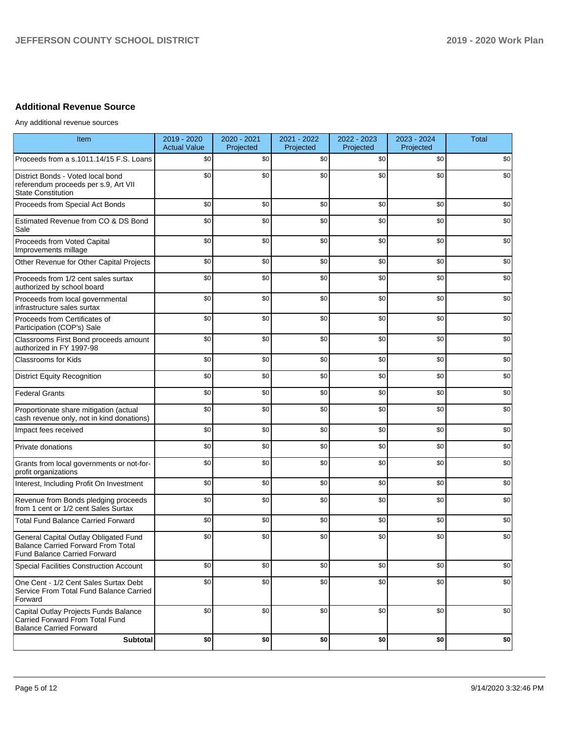## Additional Revenue Source

Any additional revenue sources

| Item | 2019 - 2020 Actual Value | 2020 - 2021 Projected | 2021 - 2022 Projected | 2022 - 2023 Projected | 2023 - 2024 Projected | Total |
|---|---|---|---|---|---|---|
| Proceeds from a s.1011.14/15 F.S. Loans | $0 | $0 | $0 | $0 | $0 | $0 |
| District Bonds - Voted local bond referendum proceeds per s.9, Art VII State Constitution | $0 | $0 | $0 | $0 | $0 | $0 |
| Proceeds from Special Act Bonds | $0 | $0 | $0 | $0 | $0 | $0 |
| Estimated Revenue from CO & DS Bond Sale | $0 | $0 | $0 | $0 | $0 | $0 |
| Proceeds from Voted Capital Improvements millage | $0 | $0 | $0 | $0 | $0 | $0 |
| Other Revenue for Other Capital Projects | $0 | $0 | $0 | $0 | $0 | $0 |
| Proceeds from 1/2 cent sales surtax authorized by school board | $0 | $0 | $0 | $0 | $0 | $0 |
| Proceeds from local governmental infrastructure sales surtax | $0 | $0 | $0 | $0 | $0 | $0 |
| Proceeds from Certificates of Participation (COP's) Sale | $0 | $0 | $0 | $0 | $0 | $0 |
| Classrooms First Bond proceeds amount authorized in FY 1997-98 | $0 | $0 | $0 | $0 | $0 | $0 |
| Classrooms for Kids | $0 | $0 | $0 | $0 | $0 | $0 |
| District Equity Recognition | $0 | $0 | $0 | $0 | $0 | $0 |
| Federal Grants | $0 | $0 | $0 | $0 | $0 | $0 |
| Proportionate share mitigation (actual cash revenue only, not in kind donations) | $0 | $0 | $0 | $0 | $0 | $0 |
| Impact fees received | $0 | $0 | $0 | $0 | $0 | $0 |
| Private donations | $0 | $0 | $0 | $0 | $0 | $0 |
| Grants from local governments or not-for-profit organizations | $0 | $0 | $0 | $0 | $0 | $0 |
| Interest, Including Profit On Investment | $0 | $0 | $0 | $0 | $0 | $0 |
| Revenue from Bonds pledging proceeds from 1 cent or 1/2 cent Sales Surtax | $0 | $0 | $0 | $0 | $0 | $0 |
| Total Fund Balance Carried Forward | $0 | $0 | $0 | $0 | $0 | $0 |
| General Capital Outlay Obligated Fund Balance Carried Forward From Total Fund Balance Carried Forward | $0 | $0 | $0 | $0 | $0 | $0 |
| Special Facilities Construction Account | $0 | $0 | $0 | $0 | $0 | $0 |
| One Cent - 1/2 Cent Sales Surtax Debt Service From Total Fund Balance Carried Forward | $0 | $0 | $0 | $0 | $0 | $0 |
| Capital Outlay Projects Funds Balance Carried Forward From Total Fund Balance Carried Forward | $0 | $0 | $0 | $0 | $0 | $0 |
| **Subtotal** | **$0** | **$0** | **$0** | **$0** | **$0** | **$0** |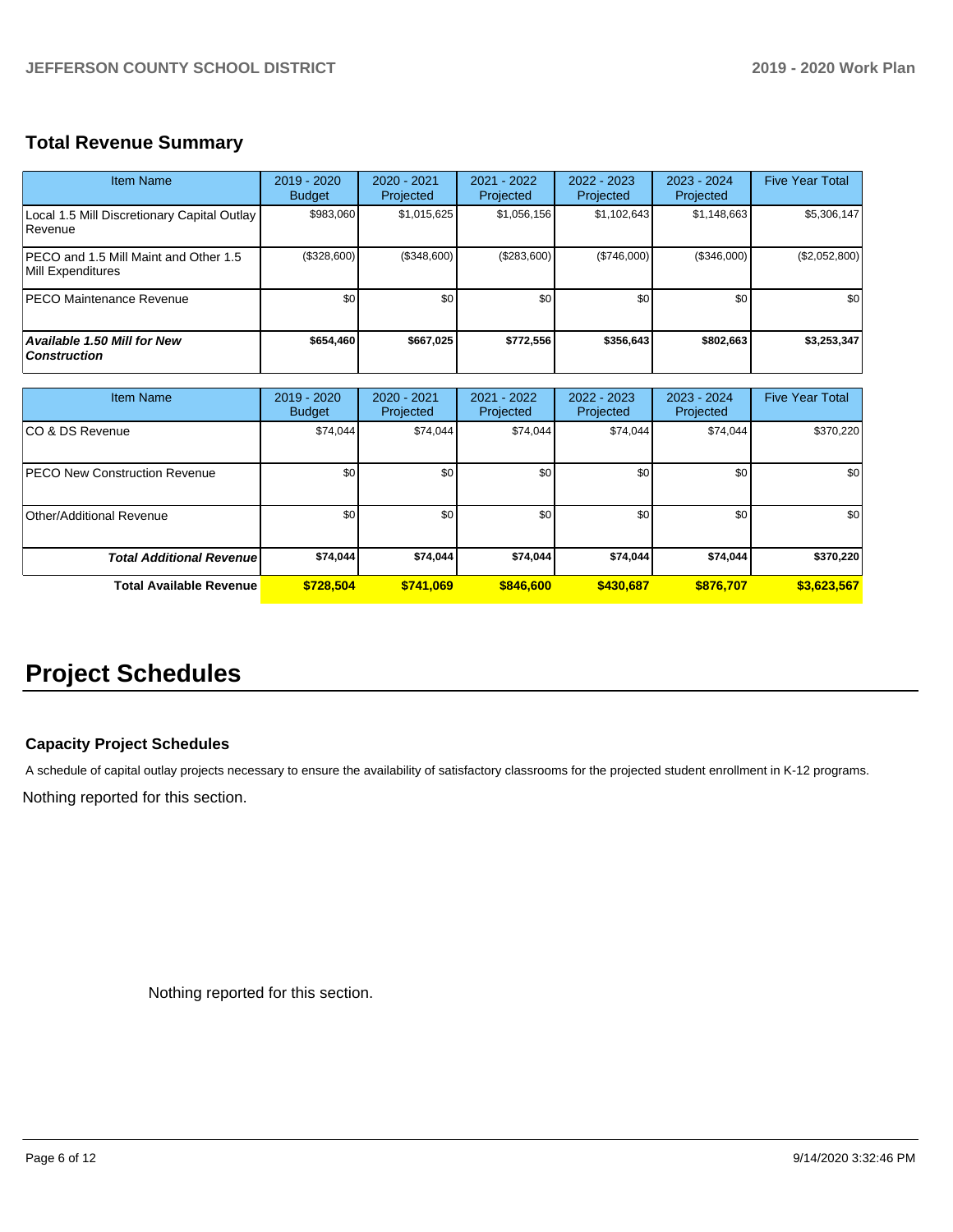## Total Revenue Summary

| Item Name | 2019 - 2020 Budget | 2020 - 2021 Projected | 2021 - 2022 Projected | 2022 - 2023 Projected | 2023 - 2024 Projected | Five Year Total |
|---|---|---|---|---|---|---|
| Local 1.5 Mill Discretionary Capital Outlay Revenue | $983,060 | $1,015,625 | $1,056,156 | $1,102,643 | $1,148,663 | $5,306,147 |
| PECO and 1.5 Mill Maint and Other 1.5 Mill Expenditures | ($328,600) | ($348,600) | ($283,600) | ($746,000) | ($346,000) | ($2,052,800) |
| PECO Maintenance Revenue | $0 | $0 | $0 | $0 | $0 | $0 |
| ***Available 1.50 Mill for New Construction*** | **$654,460** | **$667,025** | **$772,556** | **$356,643** | **$802,663** | **$3,253,347** |

| Item Name | 2019 - 2020 Budget | 2020 - 2021 Projected | 2021 - 2022 Projected | 2022 - 2023 Projected | 2023 - 2024 Projected | Five Year Total |
|---|---|---|---|---|---|---|
| CO & DS Revenue | $74,044 | $74,044 | $74,044 | $74,044 | $74,044 | $370,220 |
| PECO New Construction Revenue | $0 | $0 | $0 | $0 | $0 | $0 |
| Other/Additional Revenue | $0 | $0 | $0 | $0 | $0 | $0 |
| ***Total Additional Revenue*** | **$74,044** | **$74,044** | **$74,044** | **$74,044** | **$74,044** | **$370,220** |
| **Total Available Revenue** | **$728,504** | **$741,069** | **$846,600** | **$430,687** | **$876,707** | **$3,623,567** |

# Project Schedules

### Capacity Project Schedules

A schedule of capital outlay projects necessary to ensure the availability of satisfactory classrooms for the projected student enrollment in K-12 programs.

Nothing reported for this section.

Nothing reported for this section.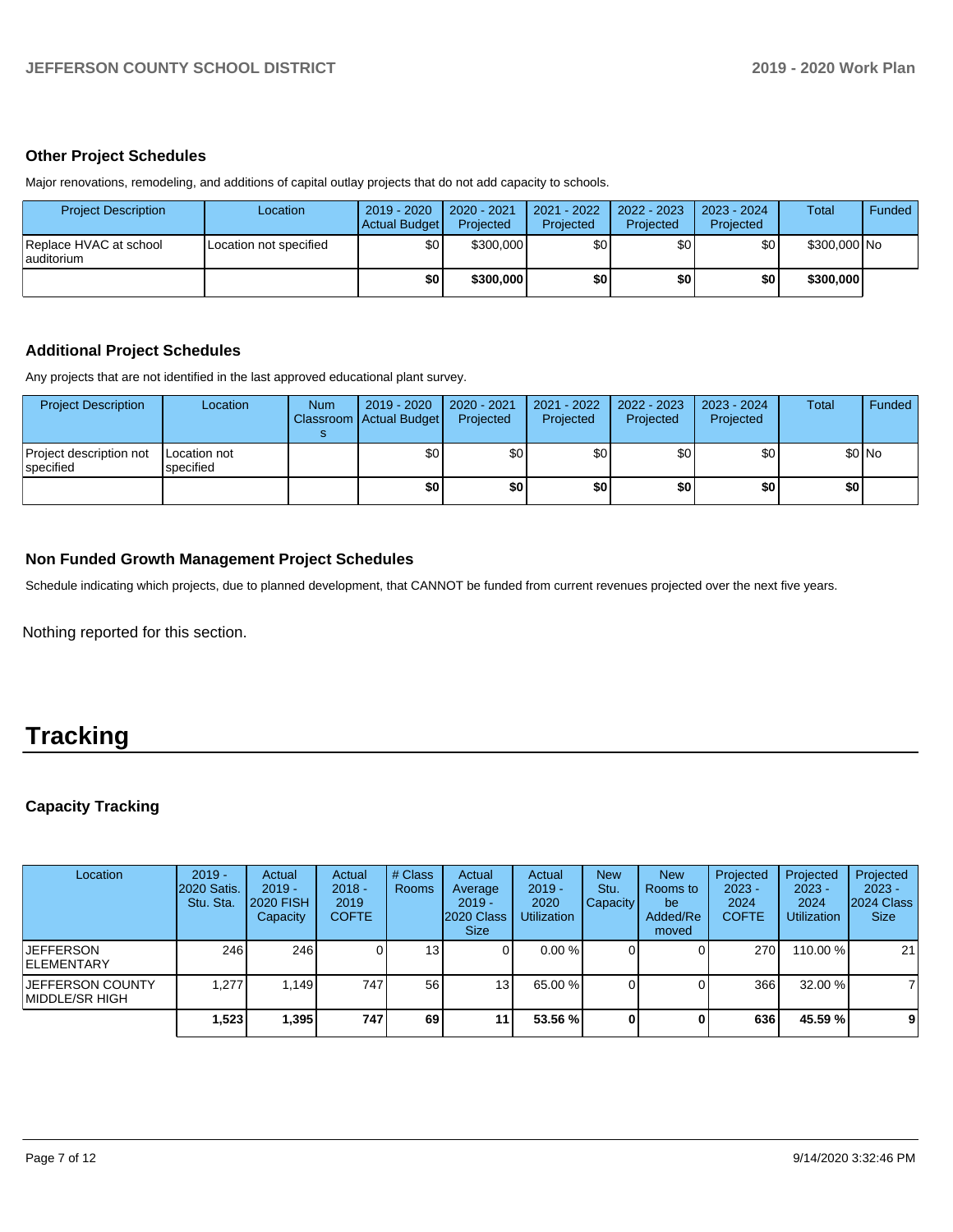### Other Project Schedules

Major renovations, remodeling, and additions of capital outlay projects that do not add capacity to schools.

| Project Description | Location | 2019 - 2020 Actual Budget | 2020 - 2021 Projected | 2021 - 2022 Projected | 2022 - 2023 Projected | 2023 - 2024 Projected | Total | Funded |
|---|---|---|---|---|---|---|---|---|
| Replace HVAC at school auditorium | Location not specified | $0 | $300,000 | $0 | $0 | $0 | $300,000 | No |
| | | **$0** | **$300,000** | **$0** | **$0** | **$0** | **$300,000** | |

### Additional Project Schedules

Any projects that are not identified in the last approved educational plant survey.

| Project Description | Location | Num Classrooms | 2019 - 2020 Actual Budget | 2020 - 2021 Projected | 2021 - 2022 Projected | 2022 - 2023 Projected | 2023 - 2024 Projected | Total | Funded |
|---|---|---|---|---|---|---|---|---|---|
| Project description not specified | Location not specified | | $0 | $0 | $0 | $0 | $0 | $0 | No |
| | | | **$0** | **$0** | **$0** | **$0** | **$0** | **$0** | |

### Non Funded Growth Management Project Schedules

Schedule indicating which projects, due to planned development, that CANNOT be funded from current revenues projected over the next five years.

Nothing reported for this section.

# Tracking

### Capacity Tracking

| Location | 2019 - 2020 Satis. Stu. Sta. | Actual 2019 - 2020 FISH Capacity | Actual 2018 - 2019 COFTE | # Class Rooms | Actual Average 2019 - 2020 Class Size | Actual 2019 - 2020 Utilization | New Stu. Capacity | New Rooms to be Added/Removed | Projected 2023 - 2024 COFTE | Projected 2023 - 2024 Utilization | Projected 2023 - 2024 Class Size |
|---|---|---|---|---|---|---|---|---|---|---|---|
| JEFFERSON ELEMENTARY | 246 | 246 | 0 | 13 | 0 | 0.00 % | 0 | 0 | 270 | 110.00 % | 21 |
| JEFFERSON COUNTY MIDDLE/SR HIGH | 1,277 | 1,149 | 747 | 56 | 13 | 65.00 % | 0 | 0 | 366 | 32.00 % | 7 |
| | **1,523** | **1,395** | **747** | **69** | **11** | **53.56 %** | **0** | **0** | **636** | **45.59 %** | **9** |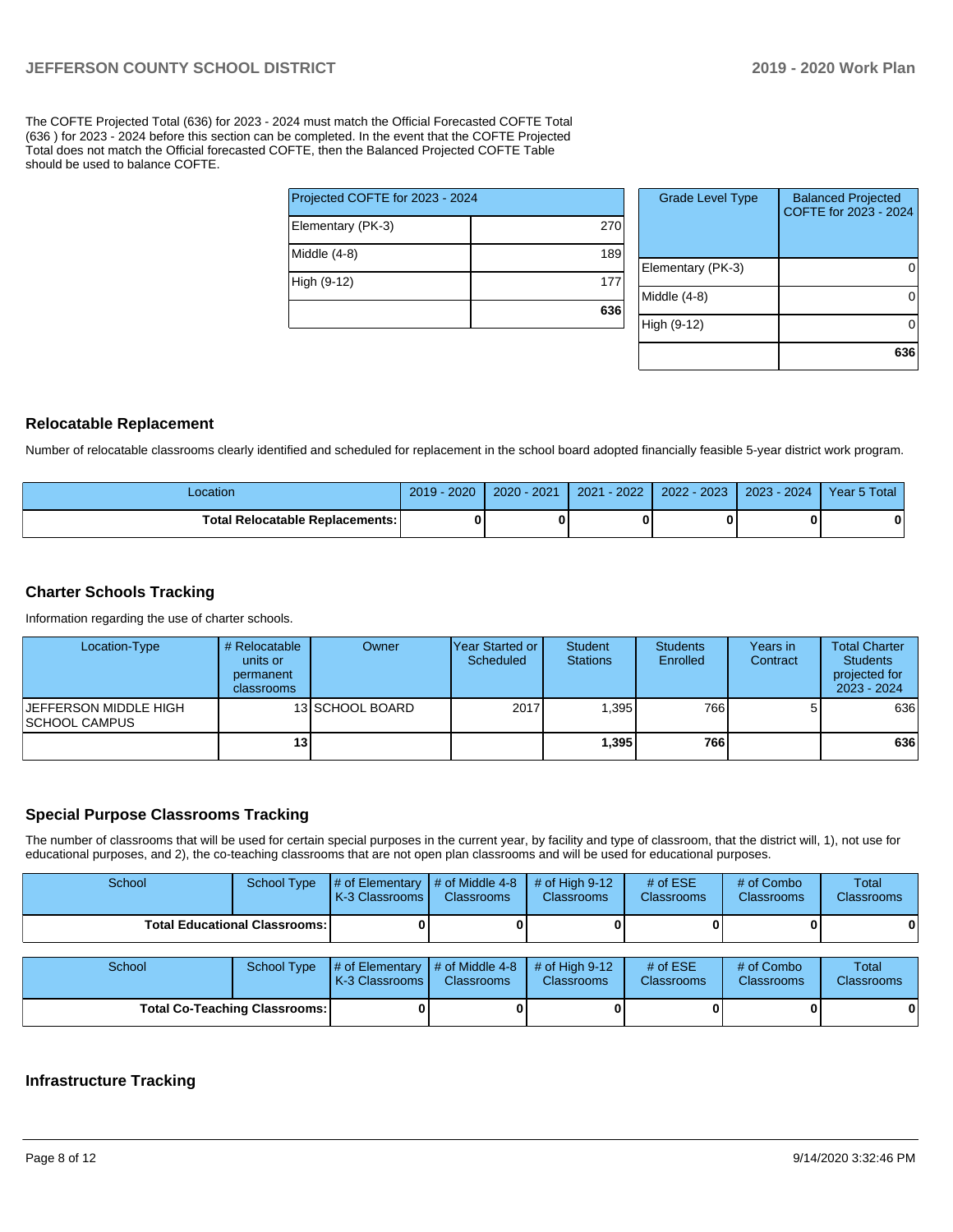The COFTE Projected Total (636) for 2023 - 2024 must match the Official Forecasted COFTE Total (636 ) for 2023 - 2024 before this section can be completed. In the event that the COFTE Projected Total does not match the Official forecasted COFTE, then the Balanced Projected COFTE Table should be used to balance COFTE.

| Projected COFTE for 2023 - 2024 | |
|---|---|
| Elementary (PK-3) | 270 |
| Middle (4-8) | 189 |
| High (9-12) | 177 |
| | **636** |

| Grade Level Type | Balanced Projected COFTE for 2023 - 2024 |
|---|---|
| Elementary (PK-3) | 0 |
| Middle (4-8) | 0 |
| High (9-12) | 0 |
| | **636** |

## Relocatable Replacement

Number of relocatable classrooms clearly identified and scheduled for replacement in the school board adopted financially feasible 5-year district work program.

| Location | 2019 - 2020 | 2020 - 2021 | 2021 - 2022 | 2022 - 2023 | 2023 - 2024 | Year 5 Total |
|---|---|---|---|---|---|---|
| **Total Relocatable Replacements:** | **0** | **0** | **0** | **0** | **0** | **0** |

## Charter Schools Tracking

Information regarding the use of charter schools.

| Location-Type | # Relocatable units or permanent classrooms | Owner | Year Started or Scheduled | Student Stations | Students Enrolled | Years in Contract | Total Charter Students projected for 2023 - 2024 |
|---|---|---|---|---|---|---|---|
| JEFFERSON MIDDLE HIGH SCHOOL CAMPUS | 13 | SCHOOL BOARD | 2017 | 1,395 | 766 | 5 | 636 |
| | **13** | | | **1,395** | **766** | | **636** |

## Special Purpose Classrooms Tracking

The number of classrooms that will be used for certain special purposes in the current year, by facility and type of classroom, that the district will, 1), not use for educational purposes, and 2), the co-teaching classrooms that are not open plan classrooms and will be used for educational purposes.

| School | School Type | # of Elementary K-3 Classrooms | # of Middle 4-8 Classrooms | # of High 9-12 Classrooms | # of ESE Classrooms | # of Combo Classrooms | Total Classrooms |
|---|---|---|---|---|---|---|---|
| **Total Educational Classrooms:** | | **0** | **0** | **0** | **0** | **0** | **0** |

| School | School Type | # of Elementary K-3 Classrooms | # of Middle 4-8 Classrooms | # of High 9-12 Classrooms | # of ESE Classrooms | # of Combo Classrooms | Total Classrooms |
|---|---|---|---|---|---|---|---|
| **Total Co-Teaching Classrooms:** | | **0** | **0** | **0** | **0** | **0** | **0** |

## Infrastructure Tracking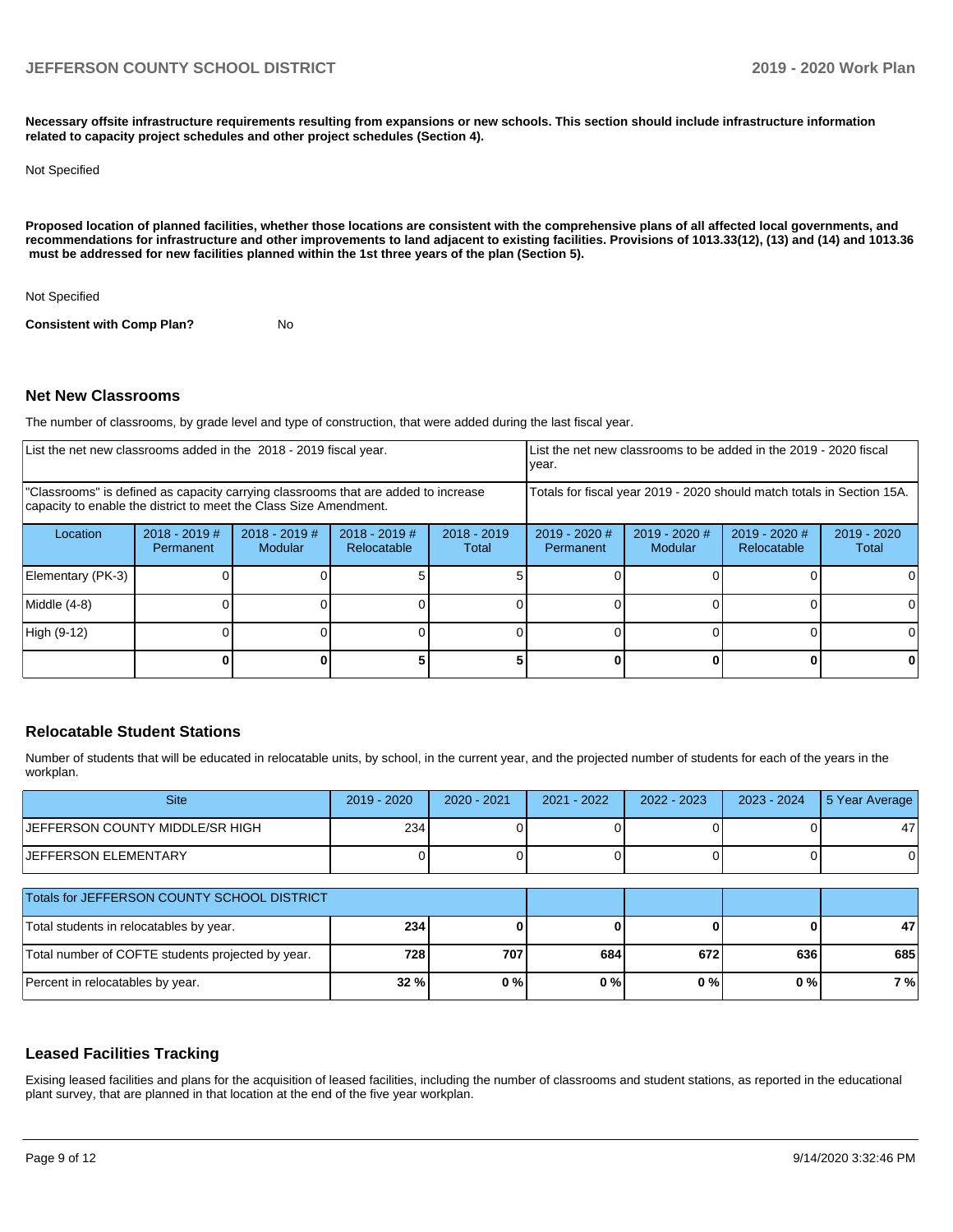**Necessary offsite infrastructure requirements resulting from expansions or new schools. This section should include infrastructure information related to capacity project schedules and other project schedules (Section 4).**

Not Specified

**Proposed location of planned facilities, whether those locations are consistent with the comprehensive plans of all affected local governments, and recommendations for infrastructure and other improvements to land adjacent to existing facilities. Provisions of 1013.33(12), (13) and (14) and 1013.36 must be addressed for new facilities planned within the 1st three years of the plan (Section 5).**

Not Specified

**Consistent with Comp Plan?** No

## Net New Classrooms

The number of classrooms, by grade level and type of construction, that were added during the last fiscal year.

| List the net new classrooms added in the 2018 - 2019 fiscal year. | | | | | List the net new classrooms to be added in the 2019 - 2020 fiscal year. | | | |
|---|---|---|---|---|---|---|---|---|
| "Classrooms" is defined as capacity carrying classrooms that are added to increase capacity to enable the district to meet the Class Size Amendment. | | | | | Totals for fiscal year 2019 - 2020 should match totals in Section 15A. | | | |
| Location | 2018 - 2019 # Permanent | 2018 - 2019 # Modular | 2018 - 2019 # Relocatable | 2018 - 2019 Total | 2019 - 2020 # Permanent | 2019 - 2020 # Modular | 2019 - 2020 # Relocatable | 2019 - 2020 Total |
| Elementary (PK-3) | 0 | 0 | 5 | 5 | 0 | 0 | 0 | 0 |
| Middle (4-8) | 0 | 0 | 0 | 0 | 0 | 0 | 0 | 0 |
| High (9-12) | 0 | 0 | 0 | 0 | 0 | 0 | 0 | 0 |
| | **0** | **0** | **5** | **5** | **0** | **0** | **0** | **0** |

## Relocatable Student Stations

Number of students that will be educated in relocatable units, by school, in the current year, and the projected number of students for each of the years in the workplan.

| Site | 2019 - 2020 | 2020 - 2021 | 2021 - 2022 | 2022 - 2023 | 2023 - 2024 | 5 Year Average |
|---|---|---|---|---|---|---|
| JEFFERSON COUNTY MIDDLE/SR HIGH | 234 | 0 | 0 | 0 | 0 | 47 |
| JEFFERSON ELEMENTARY | 0 | 0 | 0 | 0 | 0 | 0 |

| Totals for JEFFERSON COUNTY SCHOOL DISTRICT | | | | | | |
|---|---|---|---|---|---|---|
| Total students in relocatables by year. | **234** | **0** | **0** | **0** | **0** | **47** |
| Total number of COFTE students projected by year. | **728** | **707** | **684** | **672** | **636** | **685** |
| Percent in relocatables by year. | **32 %** | **0 %** | **0 %** | **0 %** | **0 %** | **7 %** |

## Leased Facilities Tracking

Exising leased facilities and plans for the acquisition of leased facilities, including the number of classrooms and student stations, as reported in the educational plant survey, that are planned in that location at the end of the five year workplan.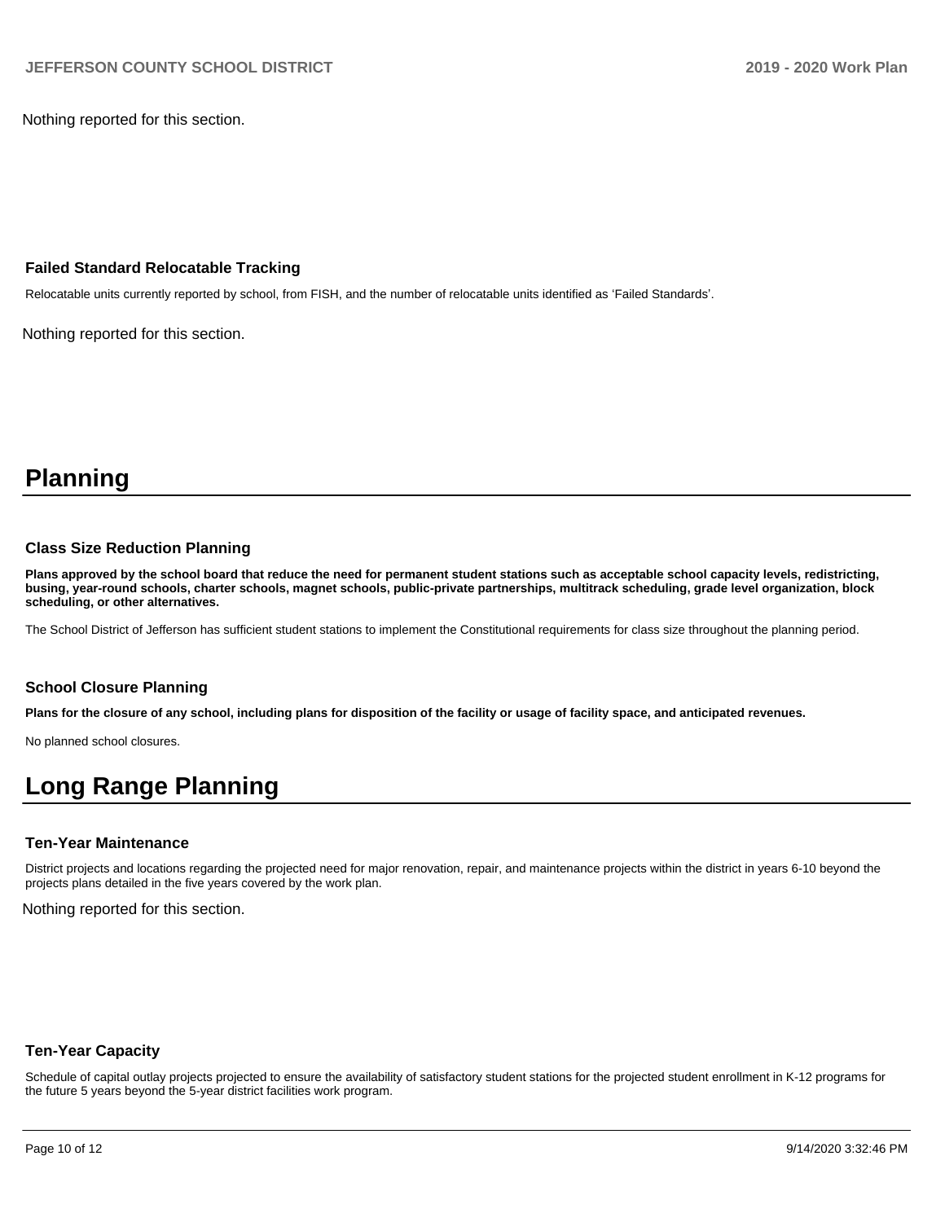Nothing reported for this section.

### Failed Standard Relocatable Tracking

Relocatable units currently reported by school, from FISH, and the number of relocatable units identified as 'Failed Standards'.

Nothing reported for this section.

# Planning

### Class Size Reduction Planning

**Plans approved by the school board that reduce the need for permanent student stations such as acceptable school capacity levels, redistricting, busing, year-round schools, charter schools, magnet schools, public-private partnerships, multitrack scheduling, grade level organization, block scheduling, or other alternatives.**

The School District of Jefferson has sufficient student stations to implement the Constitutional requirements for class size throughout the planning period.

### School Closure Planning

**Plans for the closure of any school, including plans for disposition of the facility or usage of facility space, and anticipated revenues.**

No planned school closures.

# Long Range Planning

### Ten-Year Maintenance

District projects and locations regarding the projected need for major renovation, repair, and maintenance projects within the district in years 6-10 beyond the projects plans detailed in the five years covered by the work plan.

Nothing reported for this section.

### Ten-Year Capacity

Schedule of capital outlay projects projected to ensure the availability of satisfactory student stations for the projected student enrollment in K-12 programs for the future 5 years beyond the 5-year district facilities work program.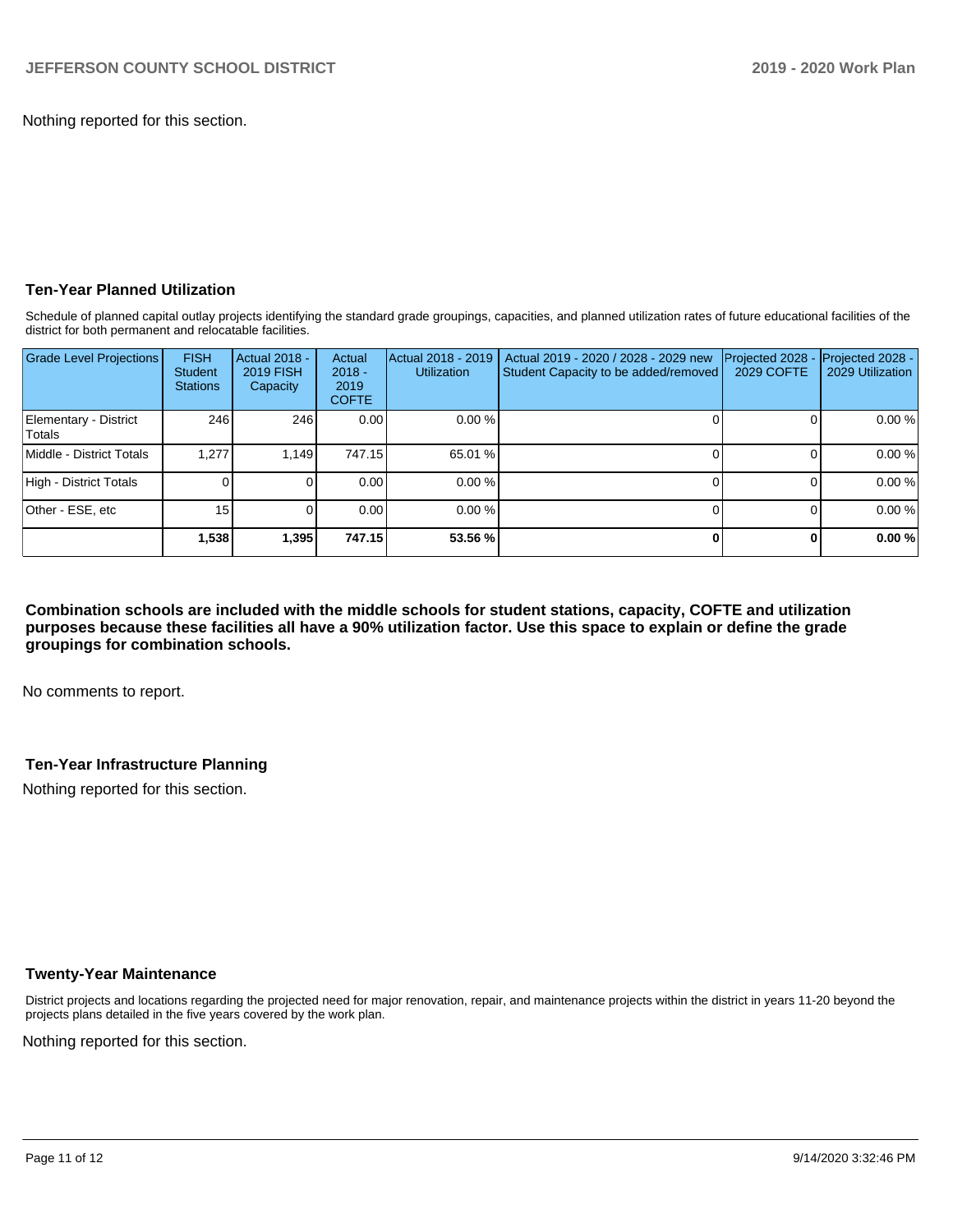Nothing reported for this section.

### Ten-Year Planned Utilization

Schedule of planned capital outlay projects identifying the standard grade groupings, capacities, and planned utilization rates of future educational facilities of the district for both permanent and relocatable facilities.

| Grade Level Projections | FISH Student Stations | Actual 2018 - 2019 FISH Capacity | Actual 2018 - 2019 COFTE | Actual 2018 - 2019 Utilization | Actual 2019 - 2020 / 2028 - 2029 new Student Capacity to be added/removed | Projected 2028 - 2029 COFTE | Projected 2028 - 2029 Utilization |
|---|---|---|---|---|---|---|---|
| Elementary - District Totals | 246 | 246 | 0.00 | 0.00 % | 0 | 0 | 0.00 % |
| Middle - District Totals | 1,277 | 1,149 | 747.15 | 65.01 % | 0 | 0 | 0.00 % |
| High - District Totals | 0 | 0 | 0.00 | 0.00 % | 0 | 0 | 0.00 % |
| Other - ESE, etc | 15 | 0 | 0.00 | 0.00 % | 0 | 0 | 0.00 % |
| | **1,538** | **1,395** | **747.15** | **53.56 %** | **0** | **0** | **0.00 %** |

**Combination schools are included with the middle schools for student stations, capacity, COFTE and utilization purposes because these facilities all have a 90% utilization factor. Use this space to explain or define the grade groupings for combination schools.**

No comments to report.

### Ten-Year Infrastructure Planning

Nothing reported for this section.

### Twenty-Year Maintenance

District projects and locations regarding the projected need for major renovation, repair, and maintenance projects within the district in years 11-20 beyond the projects plans detailed in the five years covered by the work plan.

Nothing reported for this section.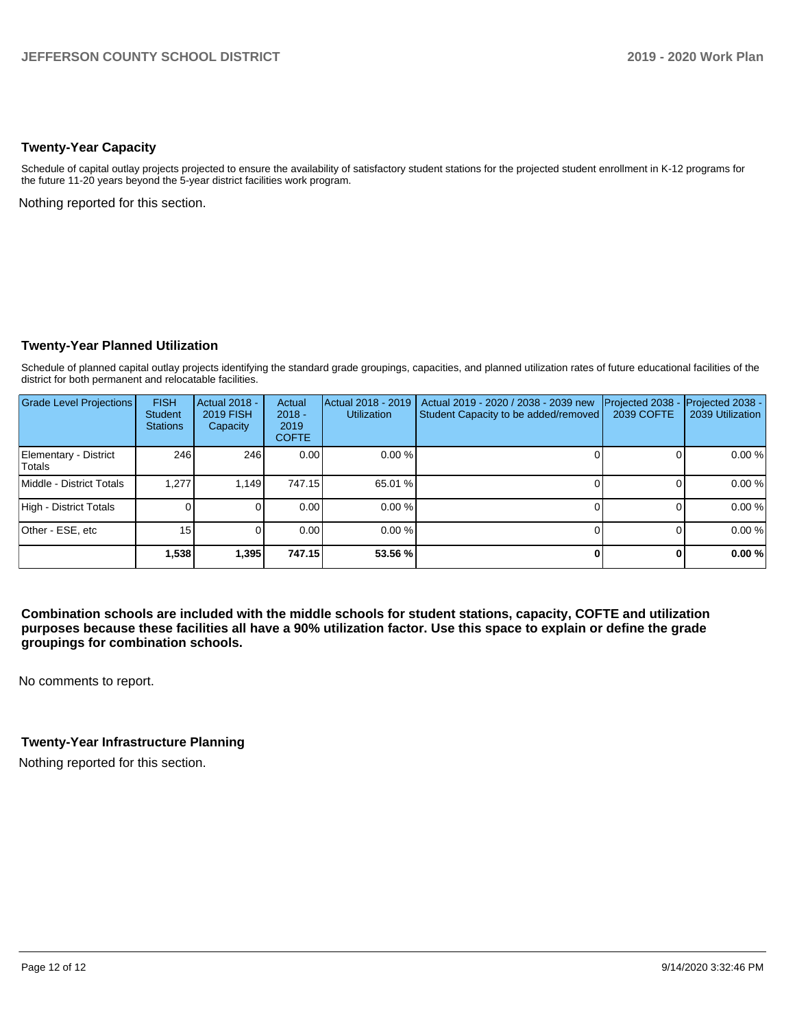## Twenty-Year Capacity

Schedule of capital outlay projects projected to ensure the availability of satisfactory student stations for the projected student enrollment in K-12 programs for the future 11-20 years beyond the 5-year district facilities work program.

Nothing reported for this section.

## Twenty-Year Planned Utilization

Schedule of planned capital outlay projects identifying the standard grade groupings, capacities, and planned utilization rates of future educational facilities of the district for both permanent and relocatable facilities.

| Grade Level Projections | FISH Student Stations | Actual 2018 - 2019 FISH Capacity | Actual 2018 - 2019 COFTE | Actual 2018 - 2019 Utilization | Actual 2019 - 2020 / 2038 - 2039 new Student Capacity to be added/removed | Projected 2038 - 2039 COFTE | Projected 2038 - 2039 Utilization |
|---|---|---|---|---|---|---|---|
| Elementary - District Totals | 246 | 246 | 0.00 | 0.00 % | 0 | 0 | 0.00 % |
| Middle - District Totals | 1,277 | 1,149 | 747.15 | 65.01 % | 0 | 0 | 0.00 % |
| High - District Totals | 0 | 0 | 0.00 | 0.00 % | 0 | 0 | 0.00 % |
| Other - ESE, etc | 15 | 0 | 0.00 | 0.00 % | 0 | 0 | 0.00 % |
| | **1,538** | **1,395** | **747.15** | **53.56 %** | **0** | **0** | **0.00 %** |

**Combination schools are included with the middle schools for student stations, capacity, COFTE and utilization purposes because these facilities all have a 90% utilization factor. Use this space to explain or define the grade groupings for combination schools.**

No comments to report.

## Twenty-Year Infrastructure Planning

Nothing reported for this section.